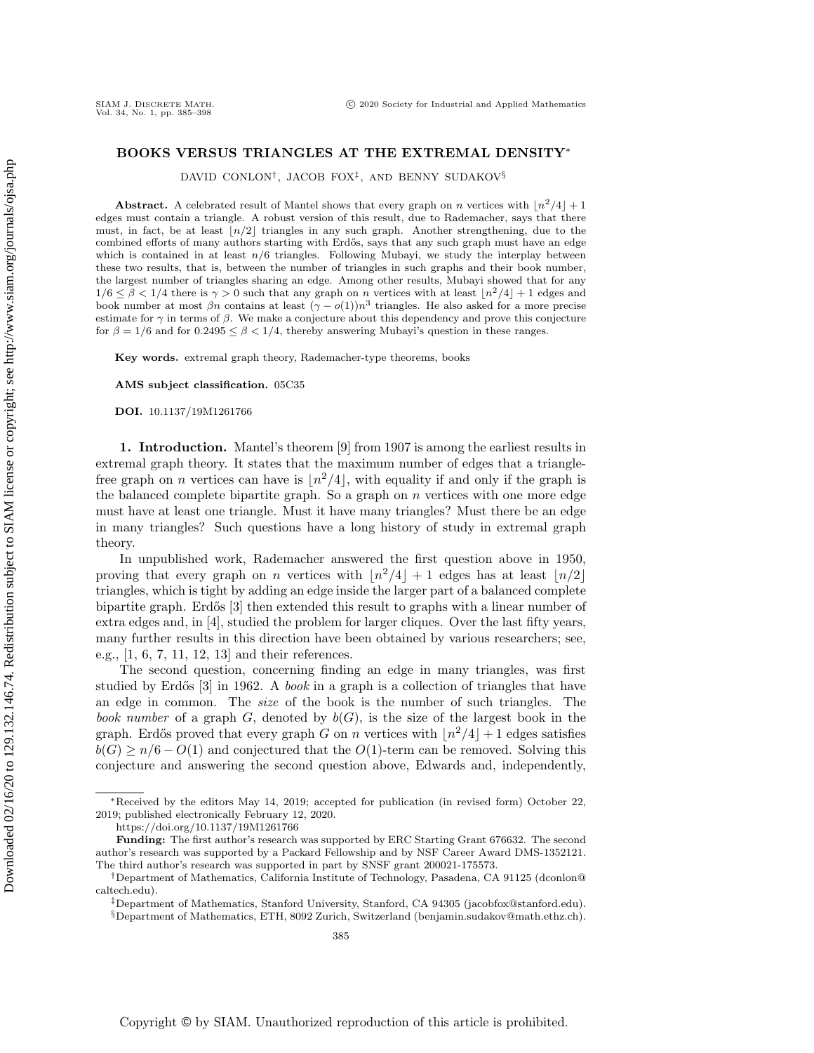# BOOKS VERSUS TRIANGLES AT THE EXTREMAL DENSITY*

DAVID CONLON†, JACOB FOX‡, AND BENNY SUDAKOV§

**Abstract.** A celebrated result of Mantel shows that every graph on $n$ vertices with $\lfloor n^2/4 \rfloor + 1$ edges must contain a triangle. A robust version of this result, due to Rademacher, says that there must, in fact, be at least $\lfloor n/2 \rfloor$ triangles in any such graph. Another strengthening, due to the combined efforts of many authors starting with Erdős, says that any such graph must have an edge which is contained in at least $n/6$ triangles. Following Mubayi, we study the interplay between these two results, that is, between the number of triangles in such graphs and their book number, the largest number of triangles sharing an edge. Among other results, Mubayi showed that for any $1/6 \leq \beta < 1/4$ there is $\gamma > 0$ such that any graph on $n$ vertices with at least $\lfloor n^2/4 \rfloor + 1$ edges and book number at most $\beta n$ contains at least $(\gamma - o(1))n^3$ triangles. He also asked for a more precise estimate for $\gamma$ in terms of $\beta$. We make a conjecture about this dependency and prove this conjecture for $\beta = 1/6$ and for $0.2495 \leq \beta < 1/4$, thereby answering Mubayi's question in these ranges.

**Key words.** extremal graph theory, Rademacher-type theorems, books

**AMS subject classification.** 05C35

**DOI.** 10.1137/19M1261766

**1. Introduction.** Mantel's theorem [9] from 1907 is among the earliest results in extremal graph theory. It states that the maximum number of edges that a triangle-free graph on $n$ vertices can have is $\lfloor n^2/4 \rfloor$, with equality if and only if the graph is the balanced complete bipartite graph. So a graph on $n$ vertices with one more edge must have at least one triangle. Must it have many triangles? Must there be an edge in many triangles? Such questions have a long history of study in extremal graph theory.

In unpublished work, Rademacher answered the first question above in 1950, proving that every graph on $n$ vertices with $\lfloor n^2/4 \rfloor + 1$ edges has at least $\lfloor n/2 \rfloor$ triangles, which is tight by adding an edge inside the larger part of a balanced complete bipartite graph. Erdős [3] then extended this result to graphs with a linear number of extra edges and, in [4], studied the problem for larger cliques. Over the last fifty years, many further results in this direction have been obtained by various researchers; see, e.g., [1, 6, 7, 11, 12, 13] and their references.

The second question, concerning finding an edge in many triangles, was first studied by Erdős [3] in 1962. A *book* in a graph is a collection of triangles that have an edge in common. The *size* of the book is the number of such triangles. The *book number* of a graph $G$, denoted by $b(G)$, is the size of the largest book in the graph. Erdős proved that every graph $G$ on $n$ vertices with $\lfloor n^2/4 \rfloor + 1$ edges satisfies $b(G) \geq n/6 - O(1)$ and conjectured that the $O(1)$-term can be removed. Solving this conjecture and answering the second question above, Edwards and, independently,

---

*Received by the editors May 14, 2019; accepted for publication (in revised form) October 22, 2019; published electronically February 12, 2020.
https://doi.org/10.1137/19M1261766

**Funding:** The first author's research was supported by ERC Starting Grant 676632. The second author's research was supported by a Packard Fellowship and by NSF Career Award DMS-1352121. The third author's research was supported in part by SNSF grant 200021-175573.

†Department of Mathematics, California Institute of Technology, Pasadena, CA 91125 (dconlon@caltech.edu).

‡Department of Mathematics, Stanford University, Stanford, CA 94305 (jacobfox@stanford.edu).

§Department of Mathematics, ETH, 8092 Zurich, Switzerland (benjamin.sudakov@math.ethz.ch).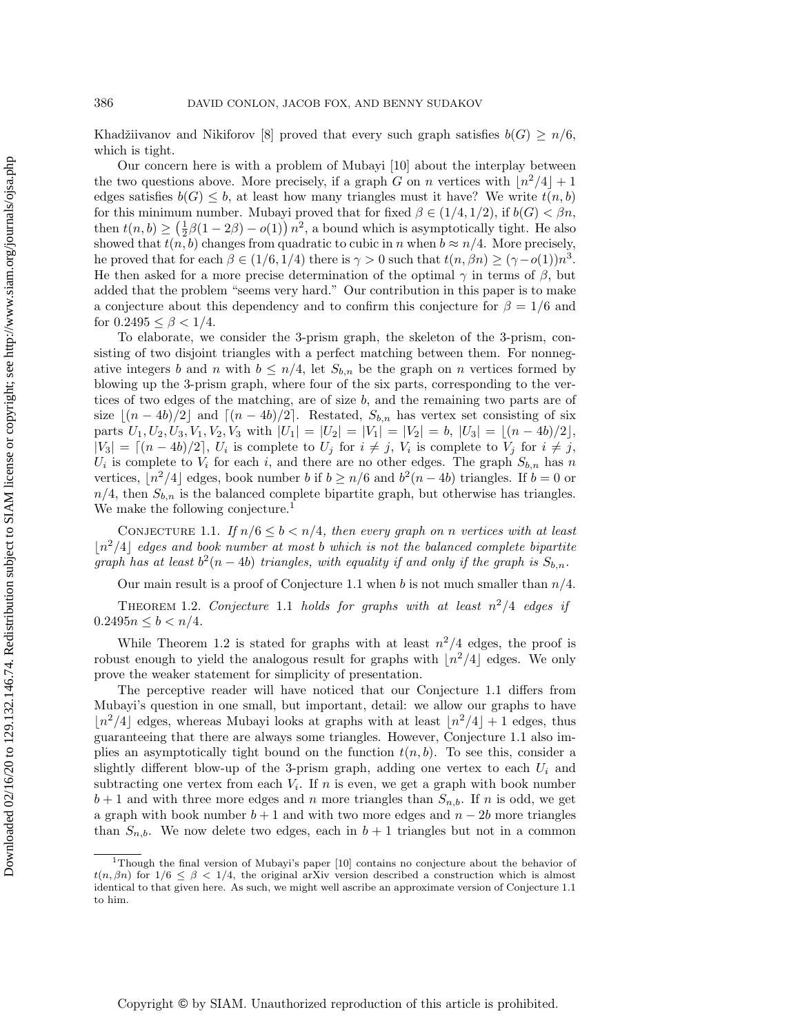Khadžiivanov and Nikiforov [8] proved that every such graph satisfies $b(G) \geq n/6$, which is tight.

Our concern here is with a problem of Mubayi [10] about the interplay between the two questions above. More precisely, if a graph $G$ on $n$ vertices with $\lfloor n^2/4 \rfloor + 1$ edges satisfies $b(G) \leq b$, at least how many triangles must it have? We write $t(n, b)$ for this minimum number. Mubayi proved that for fixed $\beta \in (1/4, 1/2)$, if $b(G) < \beta n$, then $t(n, b) \geq \left(\frac{1}{2}\beta(1 - 2\beta) - o(1)\right) n^2$, a bound which is asymptotically tight. He also showed that $t(n, b)$ changes from quadratic to cubic in $n$ when $b \approx n/4$. More precisely, he proved that for each $\beta \in (1/6, 1/4)$ there is $\gamma > 0$ such that $t(n, \beta n) \geq (\gamma - o(1))n^3$. He then asked for a more precise determination of the optimal $\gamma$ in terms of $\beta$, but added that the problem "seems very hard." Our contribution in this paper is to make a conjecture about this dependency and to confirm this conjecture for $\beta = 1/6$ and for $0.2495 \leq \beta < 1/4$.

To elaborate, we consider the 3-prism graph, the skeleton of the 3-prism, consisting of two disjoint triangles with a perfect matching between them. For nonnegative integers $b$ and $n$ with $b \leq n/4$, let $S_{b,n}$ be the graph on $n$ vertices formed by blowing up the 3-prism graph, where four of the six parts, corresponding to the vertices of two edges of the matching, are of size $b$, and the remaining two parts are of size $\lfloor (n - 4b)/2 \rfloor$ and $\lceil (n - 4b)/2 \rceil$. Restated, $S_{b,n}$ has vertex set consisting of six parts $U_1, U_2, U_3, V_1, V_2, V_3$ with $|U_1| = |U_2| = |V_1| = |V_2| = b$, $|U_3| = \lfloor (n - 4b)/2 \rfloor$, $|V_3| = \lceil (n - 4b)/2 \rceil$, $U_i$ is complete to $U_j$ for $i \neq j$, $V_i$ is complete to $V_j$ for $i \neq j$, $U_i$ is complete to $V_i$ for each $i$, and there are no other edges. The graph $S_{b,n}$ has $n$ vertices, $\lfloor n^2/4 \rfloor$ edges, book number $b$ if $b \geq n/6$ and $b^2(n - 4b)$ triangles. If $b = 0$ or $n/4$, then $S_{b,n}$ is the balanced complete bipartite graph, but otherwise has triangles. We make the following conjecture.[1]

Conjecture 1.1. *If $n/6 \leq b < n/4$, then every graph on $n$ vertices with at least $\lfloor n^2/4 \rfloor$ edges and book number at most $b$ which is not the balanced complete bipartite graph has at least $b^2(n - 4b)$ triangles, with equality if and only if the graph is $S_{b,n}$.*

Our main result is a proof of Conjecture 1.1 when $b$ is not much smaller than $n/4$.

Theorem 1.2. *Conjecture 1.1 holds for graphs with at least $n^2/4$ edges if $0.2495n \leq b < n/4$.*

While Theorem 1.2 is stated for graphs with at least $n^2/4$ edges, the proof is robust enough to yield the analogous result for graphs with $\lfloor n^2/4 \rfloor$ edges. We only prove the weaker statement for simplicity of presentation.

The perceptive reader will have noticed that our Conjecture 1.1 differs from Mubayi's question in one small, but important, detail: we allow our graphs to have $\lfloor n^2/4 \rfloor$ edges, whereas Mubayi looks at graphs with at least $\lfloor n^2/4 \rfloor + 1$ edges, thus guaranteeing that there are always some triangles. However, Conjecture 1.1 also implies an asymptotically tight bound on the function $t(n, b)$. To see this, consider a slightly different blow-up of the 3-prism graph, adding one vertex to each $U_i$ and subtracting one vertex from each $V_i$. If $n$ is even, we get a graph with book number $b + 1$ and with three more edges and $n$ more triangles than $S_{n,b}$. If $n$ is odd, we get a graph with book number $b + 1$ and with two more edges and $n - 2b$ more triangles than $S_{n,b}$. We now delete two edges, each in $b + 1$ triangles but not in a common

[1] Though the final version of Mubayi's paper [10] contains no conjecture about the behavior of $t(n, \beta n)$ for $1/6 \leq \beta < 1/4$, the original arXiv version described a construction which is almost identical to that given here. As such, we might well ascribe an approximate version of Conjecture 1.1 to him.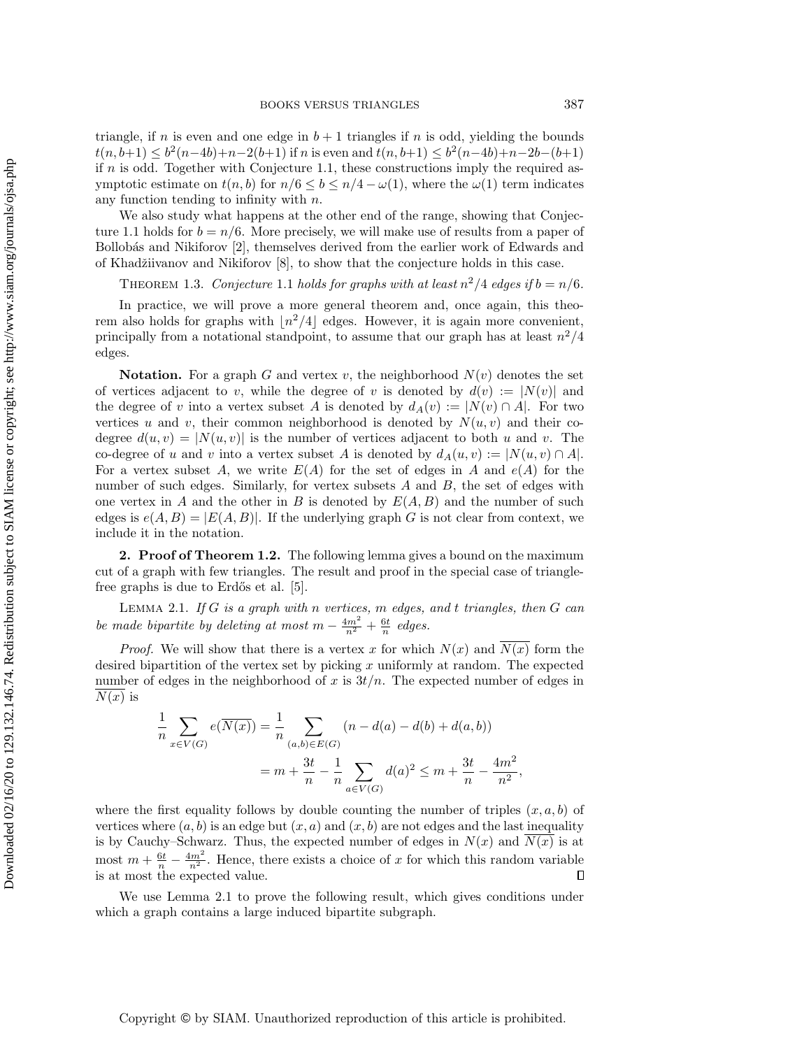triangle, if $n$ is even and one edge in $b+1$ triangles if $n$ is odd, yielding the bounds $t(n, b+1) \leq b^2(n-4b)+n-2(b+1)$ if $n$ is even and $t(n, b+1) \leq b^2(n-4b)+n-2b-(b+1)$ if $n$ is odd. Together with Conjecture 1.1, these constructions imply the required asymptotic estimate on $t(n, b)$ for $n/6 \leq b \leq n/4 - \omega(1)$, where the $\omega(1)$ term indicates any function tending to infinity with $n$.

We also study what happens at the other end of the range, showing that Conjecture 1.1 holds for $b = n/6$. More precisely, we will make use of results from a paper of Bollobás and Nikiforov [2], themselves derived from the earlier work of Edwards and of Khadžiivanov and Nikiforov [8], to show that the conjecture holds in this case.

Theorem 1.3. *Conjecture* 1.1 *holds for graphs with at least* $n^2/4$ *edges if* $b = n/6$.

In practice, we will prove a more general theorem and, once again, this theorem also holds for graphs with $\lfloor n^2/4 \rfloor$ edges. However, it is again more convenient, principally from a notational standpoint, to assume that our graph has at least $n^2/4$ edges.

**Notation.** For a graph $G$ and vertex $v$, the neighborhood $N(v)$ denotes the set of vertices adjacent to $v$, while the degree of $v$ is denoted by $d(v) := |N(v)|$ and the degree of $v$ into a vertex subset $A$ is denoted by $d_A(v) := |N(v) \cap A|$. For two vertices $u$ and $v$, their common neighborhood is denoted by $N(u, v)$ and their codegree $d(u, v) = |N(u, v)|$ is the number of vertices adjacent to both $u$ and $v$. The co-degree of $u$ and $v$ into a vertex subset $A$ is denoted by $d_A(u, v) := |N(u, v) \cap A|$. For a vertex subset $A$, we write $E(A)$ for the set of edges in $A$ and $e(A)$ for the number of such edges. Similarly, for vertex subsets $A$ and $B$, the set of edges with one vertex in $A$ and the other in $B$ is denoted by $E(A, B)$ and the number of such edges is $e(A, B) = |E(A, B)|$. If the underlying graph $G$ is not clear from context, we include it in the notation.

## 2. Proof of Theorem 1.2.

The following lemma gives a bound on the maximum cut of a graph with few triangles. The result and proof in the special case of triangle-free graphs is due to Erdős et al. [5].

Lemma 2.1. *If $G$ is a graph with $n$ vertices, $m$ edges, and $t$ triangles, then $G$ can be made bipartite by deleting at most* $m - \frac{4m^2}{n^2} + \frac{6t}{n}$ *edges.*

*Proof.* We will show that there is a vertex $x$ for which $N(x)$ and $\overline{N(x)}$ form the desired bipartition of the vertex set by picking $x$ uniformly at random. The expected number of edges in the neighborhood of $x$ is $3t/n$. The expected number of edges in $\overline{N(x)}$ is

$$\frac{1}{n} \sum_{x \in V(G)} e(\overline{N(x)}) = \frac{1}{n} \sum_{(a,b) \in E(G)} (n - d(a) - d(b) + d(a, b))$$

$$= m + \frac{3t}{n} - \frac{1}{n} \sum_{a \in V(G)} d(a)^2 \leq m + \frac{3t}{n} - \frac{4m^2}{n^2},$$

where the first equality follows by double counting the number of triples $(x, a, b)$ of vertices where $(a, b)$ is an edge but $(x, a)$ and $(x, b)$ are not edges and the last inequality is by Cauchy–Schwarz. Thus, the expected number of edges in $N(x)$ and $\overline{N(x)}$ is at most $m + \frac{6t}{n} - \frac{4m^2}{n^2}$. Hence, there exists a choice of $x$ for which this random variable is at most the expected value. $\square$

We use Lemma 2.1 to prove the following result, which gives conditions under which a graph contains a large induced bipartite subgraph.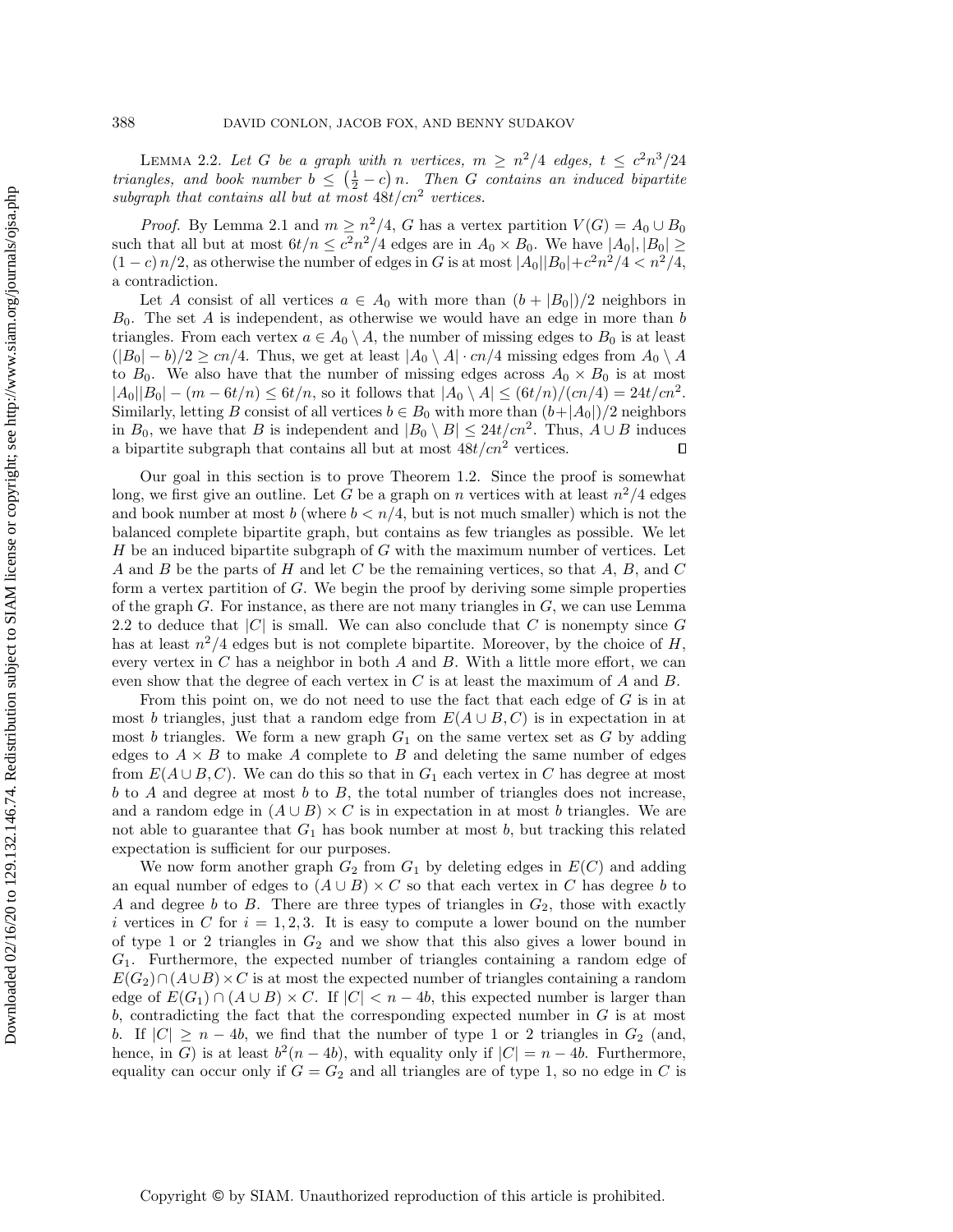LEMMA 2.2. *Let $G$ be a graph with $n$ vertices, $m \geq n^2/4$ edges, $t \leq c^2n^3/24$ triangles, and book number $b \leq \left(\frac{1}{2} - c\right)n$. Then $G$ contains an induced bipartite subgraph that contains all but at most $48t/cn^2$ vertices.*

*Proof.* By Lemma 2.1 and $m \geq n^2/4$, $G$ has a vertex partition $V(G) = A_0 \cup B_0$ such that all but at most $6t/n \leq c^2n^2/4$ edges are in $A_0 \times B_0$. We have $|A_0|, |B_0| \geq (1-c)\,n/2$, as otherwise the number of edges in $G$ is at most $|A_0||B_0| + c^2n^2/4 < n^2/4$, a contradiction.

Let $A$ consist of all vertices $a \in A_0$ with more than $(b + |B_0|)/2$ neighbors in $B_0$. The set $A$ is independent, as otherwise we would have an edge in more than $b$ triangles. From each vertex $a \in A_0 \setminus A$, the number of missing edges to $B_0$ is at least $(|B_0| - b)/2 \geq cn/4$. Thus, we get at least $|A_0 \setminus A| \cdot cn/4$ missing edges from $A_0 \setminus A$ to $B_0$. We also have that the number of missing edges across $A_0 \times B_0$ is at most $|A_0||B_0| - (m - 6t/n) \leq 6t/n$, so it follows that $|A_0 \setminus A| \leq (6t/n)/(cn/4) = 24t/cn^2$. Similarly, letting $B$ consist of all vertices $b \in B_0$ with more than $(b+|A_0|)/2$ neighbors in $B_0$, we have that $B$ is independent and $|B_0 \setminus B| \leq 24t/cn^2$. Thus, $A \cup B$ induces a bipartite subgraph that contains all but at most $48t/cn^2$ vertices. $\square$

Our goal in this section is to prove Theorem 1.2. Since the proof is somewhat long, we first give an outline. Let $G$ be a graph on $n$ vertices with at least $n^2/4$ edges and book number at most $b$ (where $b < n/4$, but is not much smaller) which is not the balanced complete bipartite graph, but contains as few triangles as possible. We let $H$ be an induced bipartite subgraph of $G$ with the maximum number of vertices. Let $A$ and $B$ be the parts of $H$ and let $C$ be the remaining vertices, so that $A$, $B$, and $C$ form a vertex partition of $G$. We begin the proof by deriving some simple properties of the graph $G$. For instance, as there are not many triangles in $G$, we can use Lemma 2.2 to deduce that $|C|$ is small. We can also conclude that $C$ is nonempty since $G$ has at least $n^2/4$ edges but is not complete bipartite. Moreover, by the choice of $H$, every vertex in $C$ has a neighbor in both $A$ and $B$. With a little more effort, we can even show that the degree of each vertex in $C$ is at least the maximum of $A$ and $B$.

From this point on, we do not need to use the fact that each edge of $G$ is in at most $b$ triangles, just that a random edge from $E(A \cup B, C)$ is in expectation in at most $b$ triangles. We form a new graph $G_1$ on the same vertex set as $G$ by adding edges to $A \times B$ to make $A$ complete to $B$ and deleting the same number of edges from $E(A \cup B, C)$. We can do this so that in $G_1$ each vertex in $C$ has degree at most $b$ to $A$ and degree at most $b$ to $B$, the total number of triangles does not increase, and a random edge in $(A \cup B) \times C$ is in expectation in at most $b$ triangles. We are not able to guarantee that $G_1$ has book number at most $b$, but tracking this related expectation is sufficient for our purposes.

We now form another graph $G_2$ from $G_1$ by deleting edges in $E(C)$ and adding an equal number of edges to $(A \cup B) \times C$ so that each vertex in $C$ has degree $b$ to $A$ and degree $b$ to $B$. There are three types of triangles in $G_2$, those with exactly $i$ vertices in $C$ for $i = 1, 2, 3$. It is easy to compute a lower bound on the number of type 1 or 2 triangles in $G_2$ and we show that this also gives a lower bound in $G_1$. Furthermore, the expected number of triangles containing a random edge of $E(G_2) \cap (A \cup B) \times C$ is at most the expected number of triangles containing a random edge of $E(G_1) \cap (A \cup B) \times C$. If $|C| < n - 4b$, this expected number is larger than $b$, contradicting the fact that the corresponding expected number in $G$ is at most $b$. If $|C| \geq n - 4b$, we find that the number of type 1 or 2 triangles in $G_2$ (and, hence, in $G$) is at least $b^2(n - 4b)$, with equality only if $|C| = n - 4b$. Furthermore, equality can occur only if $G = G_2$ and all triangles are of type 1, so no edge in $C$ is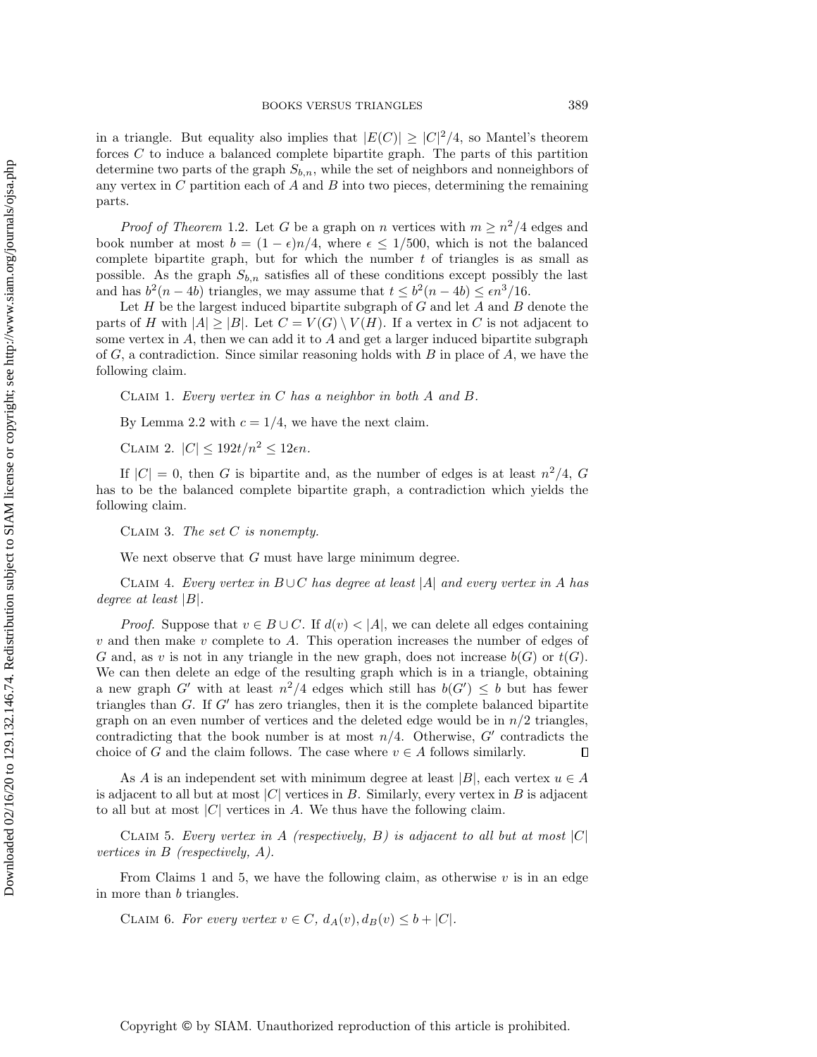in a triangle. But equality also implies that $|E(C)| \geq |C|^2/4$, so Mantel's theorem forces $C$ to induce a balanced complete bipartite graph. The parts of this partition determine two parts of the graph $S_{b,n}$, while the set of neighbors and nonneighbors of any vertex in $C$ partition each of $A$ and $B$ into two pieces, determining the remaining parts.

*Proof of Theorem* 1.2. Let $G$ be a graph on $n$ vertices with $m \geq n^2/4$ edges and book number at most $b = (1-\epsilon)n/4$, where $\epsilon \leq 1/500$, which is not the balanced complete bipartite graph, but for which the number $t$ of triangles is as small as possible. As the graph $S_{b,n}$ satisfies all of these conditions except possibly the last and has $b^2(n-4b)$ triangles, we may assume that $t \leq b^2(n-4b) \leq \epsilon n^3/16$.

Let $H$ be the largest induced bipartite subgraph of $G$ and let $A$ and $B$ denote the parts of $H$ with $|A| \geq |B|$. Let $C = V(G) \setminus V(H)$. If a vertex in $C$ is not adjacent to some vertex in $A$, then we can add it to $A$ and get a larger induced bipartite subgraph of $G$, a contradiction. Since similar reasoning holds with $B$ in place of $A$, we have the following claim.

Claim 1. *Every vertex in $C$ has a neighbor in both $A$ and $B$.*

By Lemma 2.2 with $c = 1/4$, we have the next claim.

Claim 2. $|C| \leq 192t/n^2 \leq 12\epsilon n$.

If $|C| = 0$, then $G$ is bipartite and, as the number of edges is at least $n^2/4$, $G$ has to be the balanced complete bipartite graph, a contradiction which yields the following claim.

Claim 3. *The set $C$ is nonempty.*

We next observe that $G$ must have large minimum degree.

Claim 4. *Every vertex in $B \cup C$ has degree at least $|A|$ and every vertex in $A$ has degree at least $|B|$.*

*Proof.* Suppose that $v \in B \cup C$. If $d(v) < |A|$, we can delete all edges containing $v$ and then make $v$ complete to $A$. This operation increases the number of edges of $G$ and, as $v$ is not in any triangle in the new graph, does not increase $b(G)$ or $t(G)$. We can then delete an edge of the resulting graph which is in a triangle, obtaining a new graph $G'$ with at least $n^2/4$ edges which still has $b(G') \leq b$ but has fewer triangles than $G$. If $G'$ has zero triangles, then it is the complete balanced bipartite graph on an even number of vertices and the deleted edge would be in $n/2$ triangles, contradicting that the book number is at most $n/4$. Otherwise, $G'$ contradicts the choice of $G$ and the claim follows. The case where $v \in A$ follows similarly. ∎

As $A$ is an independent set with minimum degree at least $|B|$, each vertex $u \in A$ is adjacent to all but at most $|C|$ vertices in $B$. Similarly, every vertex in $B$ is adjacent to all but at most $|C|$ vertices in $A$. We thus have the following claim.

Claim 5. *Every vertex in $A$ (respectively, $B$) is adjacent to all but at most $|C|$ vertices in $B$ (respectively, $A$).*

From Claims 1 and 5, we have the following claim, as otherwise $v$ is in an edge in more than $b$ triangles.

Claim 6. *For every vertex $v \in C$, $d_A(v), d_B(v) \leq b + |C|$.*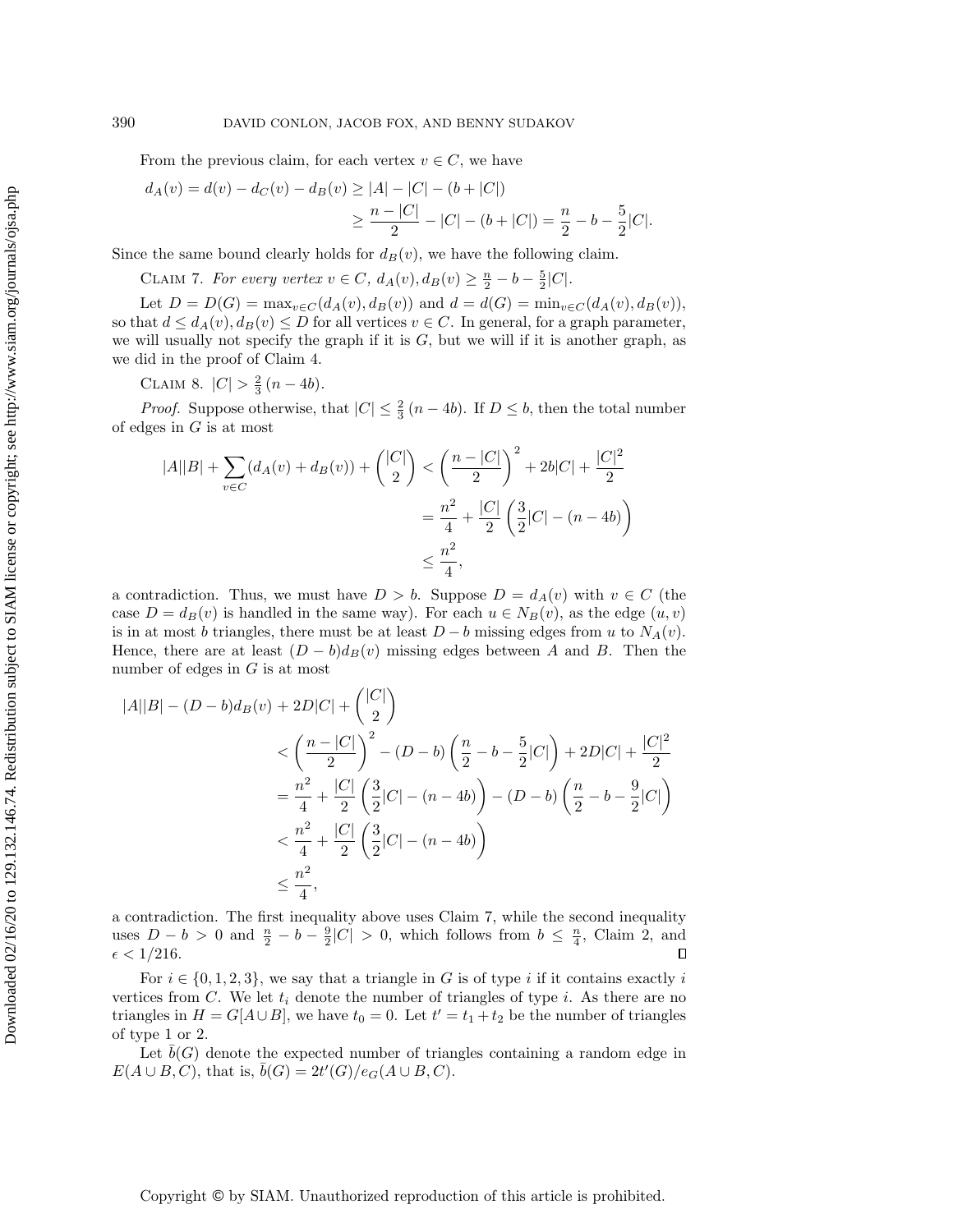From the previous claim, for each vertex $v \in C$, we have

$$d_A(v) = d(v) - d_C(v) - d_B(v) \geq |A| - |C| - (b + |C|)$$
$$\geq \frac{n - |C|}{2} - |C| - (b + |C|) = \frac{n}{2} - b - \frac{5}{2}|C|.$$

Since the same bound clearly holds for $d_B(v)$, we have the following claim.

Claim 7. *For every vertex $v \in C$, $d_A(v), d_B(v) \geq \frac{n}{2} - b - \frac{5}{2}|C|$.*

Let $D = D(G) = \max_{v \in C}(d_A(v), d_B(v))$ and $d = d(G) = \min_{v \in C}(d_A(v), d_B(v))$, so that $d \leq d_A(v), d_B(v) \leq D$ for all vertices $v \in C$. In general, for a graph parameter, we will usually not specify the graph if it is $G$, but we will if it is another graph, as we did in the proof of Claim 4.

Claim 8. $|C| > \frac{2}{3}(n - 4b)$.

*Proof.* Suppose otherwise, that $|C| \leq \frac{2}{3}(n - 4b)$. If $D \leq b$, then the total number of edges in $G$ is at most

$$|A||B| + \sum_{v \in C}(d_A(v) + d_B(v)) + \binom{|C|}{2} < \left(\frac{n - |C|}{2}\right)^2 + 2b|C| + \frac{|C|^2}{2}$$
$$= \frac{n^2}{4} + \frac{|C|}{2}\left(\frac{3}{2}|C| - (n - 4b)\right)$$
$$\leq \frac{n^2}{4},$$

a contradiction. Thus, we must have $D > b$. Suppose $D = d_A(v)$ with $v \in C$ (the case $D = d_B(v)$ is handled in the same way). For each $u \in N_B(v)$, as the edge $(u, v)$ is in at most $b$ triangles, there must be at least $D - b$ missing edges from $u$ to $N_A(v)$. Hence, there are at least $(D - b)d_B(v)$ missing edges between $A$ and $B$. Then the number of edges in $G$ is at most

$$|A||B| - (D - b)d_B(v) + 2D|C| + \binom{|C|}{2}$$
$$< \left(\frac{n - |C|}{2}\right)^2 - (D - b)\left(\frac{n}{2} - b - \frac{5}{2}|C|\right) + 2D|C| + \frac{|C|^2}{2}$$
$$= \frac{n^2}{4} + \frac{|C|}{2}\left(\frac{3}{2}|C| - (n - 4b)\right) - (D - b)\left(\frac{n}{2} - b - \frac{9}{2}|C|\right)$$
$$< \frac{n^2}{4} + \frac{|C|}{2}\left(\frac{3}{2}|C| - (n - 4b)\right)$$
$$\leq \frac{n^2}{4},$$

a contradiction. The first inequality above uses Claim 7, while the second inequality uses $D - b > 0$ and $\frac{n}{2} - b - \frac{9}{2}|C| > 0$, which follows from $b \leq \frac{n}{4}$, Claim 2, and $\epsilon < 1/216$. ∎

For $i \in \{0, 1, 2, 3\}$, we say that a triangle in $G$ is of type $i$ if it contains exactly $i$ vertices from $C$. We let $t_i$ denote the number of triangles of type $i$. As there are no triangles in $H = G[A \cup B]$, we have $t_0 = 0$. Let $t' = t_1 + t_2$ be the number of triangles of type 1 or 2.

Let $\bar{b}(G)$ denote the expected number of triangles containing a random edge in $E(A \cup B, C)$, that is, $\bar{b}(G) = 2t'(G)/e_G(A \cup B, C)$.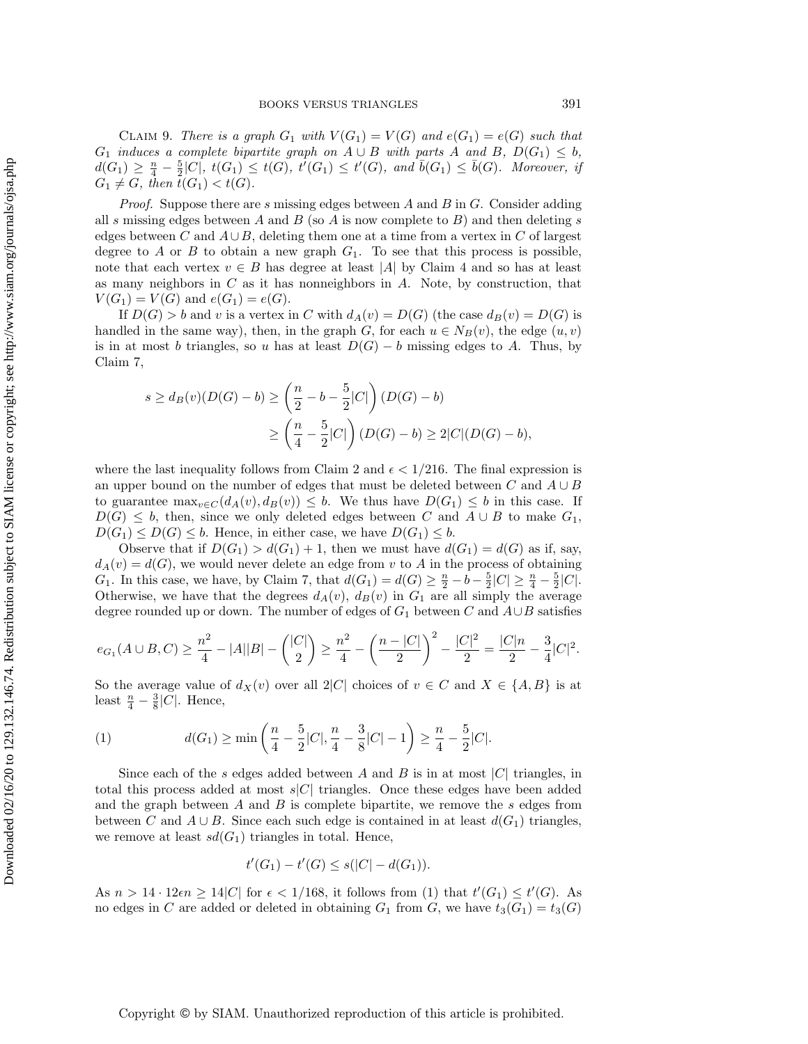CLAIM 9. *There is a graph $G_1$ with $V(G_1) = V(G)$ and $e(G_1) = e(G)$ such that $G_1$ induces a complete bipartite graph on $A \cup B$ with parts $A$ and $B$, $D(G_1) \leq b$, $d(G_1) \geq \frac{n}{4} - \frac{5}{2}|C|$, $t(G_1) \leq t(G)$, $t'(G_1) \leq t'(G)$, and $\bar{b}(G_1) \leq \bar{b}(G)$. Moreover, if $G_1 \neq G$, then $t(G_1) < t(G)$.*

*Proof.* Suppose there are $s$ missing edges between $A$ and $B$ in $G$. Consider adding all $s$ missing edges between $A$ and $B$ (so $A$ is now complete to $B$) and then deleting $s$ edges between $C$ and $A \cup B$, deleting them one at a time from a vertex in $C$ of largest degree to $A$ or $B$ to obtain a new graph $G_1$. To see that this process is possible, note that each vertex $v \in B$ has degree at least $|A|$ by Claim 4 and so has at least as many neighbors in $C$ as it has nonneighbors in $A$. Note, by construction, that $V(G_1) = V(G)$ and $e(G_1) = e(G)$.

If $D(G) > b$ and $v$ is a vertex in $C$ with $d_A(v) = D(G)$ (the case $d_B(v) = D(G)$ is handled in the same way), then, in the graph $G$, for each $u \in N_B(v)$, the edge $(u, v)$ is in at most $b$ triangles, so $u$ has at least $D(G) - b$ missing edges to $A$. Thus, by Claim 7,

$$s \geq d_B(v)(D(G) - b) \geq \left(\frac{n}{2} - b - \frac{5}{2}|C|\right)(D(G) - b)$$
$$\geq \left(\frac{n}{4} - \frac{5}{2}|C|\right)(D(G) - b) \geq 2|C|(D(G) - b),$$

where the last inequality follows from Claim 2 and $\epsilon < 1/216$. The final expression is an upper bound on the number of edges that must be deleted between $C$ and $A \cup B$ to guarantee $\max_{v \in C}(d_A(v), d_B(v)) \leq b$. We thus have $D(G_1) \leq b$ in this case. If $D(G) \leq b$, then, since we only deleted edges between $C$ and $A \cup B$ to make $G_1$, $D(G_1) \leq D(G) \leq b$. Hence, in either case, we have $D(G_1) \leq b$.

Observe that if $D(G_1) > d(G_1) + 1$, then we must have $d(G_1) = d(G)$ as if, say, $d_A(v) = d(G)$, we would never delete an edge from $v$ to $A$ in the process of obtaining $G_1$. In this case, we have, by Claim 7, that $d(G_1) = d(G) \geq \frac{n}{2} - b - \frac{5}{2}|C| \geq \frac{n}{4} - \frac{5}{2}|C|$. Otherwise, we have that the degrees $d_A(v)$, $d_B(v)$ in $G_1$ are all simply the average degree rounded up or down. The number of edges of $G_1$ between $C$ and $A \cup B$ satisfies

$$e_{G_1}(A \cup B, C) \geq \frac{n^2}{4} - |A||B| - \binom{|C|}{2} \geq \frac{n^2}{4} - \left(\frac{n - |C|}{2}\right)^2 - \frac{|C|^2}{2} = \frac{|C|n}{2} - \frac{3}{4}|C|^2.$$

So the average value of $d_X(v)$ over all $2|C|$ choices of $v \in C$ and $X \in \{A, B\}$ is at least $\frac{n}{4} - \frac{3}{8}|C|$. Hence,

$$d(G_1) \geq \min\left(\frac{n}{4} - \frac{5}{2}|C|, \frac{n}{4} - \frac{3}{8}|C| - 1\right) \geq \frac{n}{4} - \frac{5}{2}|C|. \tag{1}$$

Since each of the $s$ edges added between $A$ and $B$ is in at most $|C|$ triangles, in total this process added at most $s|C|$ triangles. Once these edges have been added and the graph between $A$ and $B$ is complete bipartite, we remove the $s$ edges from between $C$ and $A \cup B$. Since each such edge is contained in at least $d(G_1)$ triangles, we remove at least $sd(G_1)$ triangles in total. Hence,

$$t'(G_1) - t'(G) \leq s(|C| - d(G_1)).$$

As $n > 14 \cdot 12\epsilon n \geq 14|C|$ for $\epsilon < 1/168$, it follows from (1) that $t'(G_1) \leq t'(G)$. As no edges in $C$ are added or deleted in obtaining $G_1$ from $G$, we have $t_3(G_1) = t_3(G)$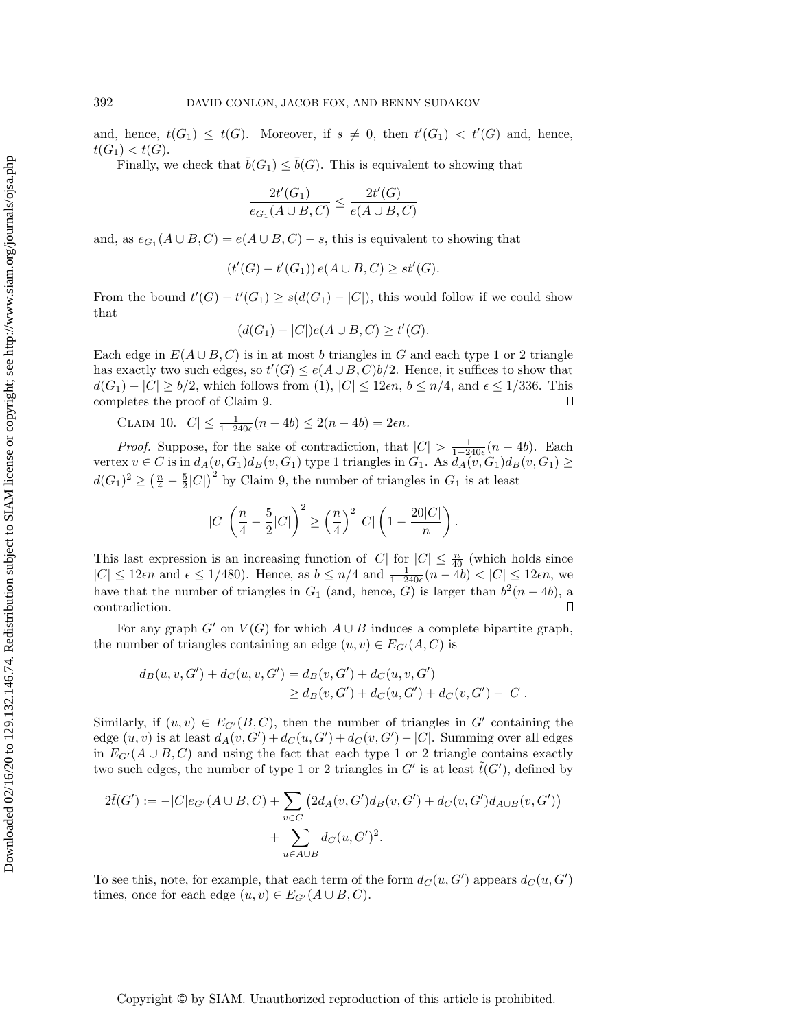and, hence, $t(G_1) \le t(G)$. Moreover, if $s \ne 0$, then $t'(G_1) < t'(G)$ and, hence, $t(G_1) < t(G)$.

Finally, we check that $\bar{b}(G_1) \le \bar{b}(G)$. This is equivalent to showing that

$$\frac{2t'(G_1)}{e_{G_1}(A \cup B, C)} \le \frac{2t'(G)}{e(A \cup B, C)}$$

and, as $e_{G_1}(A \cup B, C) = e(A \cup B, C) - s$, this is equivalent to showing that

$$(t'(G) - t'(G_1))\, e(A \cup B, C) \ge st'(G).$$

From the bound $t'(G) - t'(G_1) \ge s(d(G_1) - |C|)$, this would follow if we could show that

$$(d(G_1) - |C|)e(A \cup B, C) \ge t'(G).$$

Each edge in $E(A \cup B, C)$ is in at most $b$ triangles in $G$ and each type 1 or 2 triangle has exactly two such edges, so $t'(G) \le e(A \cup B, C)b/2$. Hence, it suffices to show that $d(G_1) - |C| \ge b/2$, which follows from (1), $|C| \le 12\epsilon n$, $b \le n/4$, and $\epsilon \le 1/336$. This completes the proof of Claim 9. ∎

Claim 10. $|C| \le \frac{1}{1-240\epsilon}(n - 4b) \le 2(n - 4b) = 2\epsilon n$.

*Proof.* Suppose, for the sake of contradiction, that $|C| > \frac{1}{1-240\epsilon}(n - 4b)$. Each vertex $v \in C$ is in $d_A(v, G_1)d_B(v, G_1)$ type 1 triangles in $G_1$. As $d_A(v, G_1)d_B(v, G_1) \ge d(G_1)^2 \ge \left(\frac{n}{4} - \frac{5}{2}|C|\right)^2$ by Claim 9, the number of triangles in $G_1$ is at least

$$|C|\left(\frac{n}{4} - \frac{5}{2}|C|\right)^2 \ge \left(\frac{n}{4}\right)^2 |C|\left(1 - \frac{20|C|}{n}\right).$$

This last expression is an increasing function of $|C|$ for $|C| \le \frac{n}{40}$ (which holds since $|C| \le 12\epsilon n$ and $\epsilon \le 1/480$). Hence, as $b \le n/4$ and $\frac{1}{1-240\epsilon}(n - 4b) < |C| \le 12\epsilon n$, we have that the number of triangles in $G_1$ (and, hence, $G$) is larger than $b^2(n - 4b)$, a contradiction. ∎

For any graph $G'$ on $V(G)$ for which $A \cup B$ induces a complete bipartite graph, the number of triangles containing an edge $(u, v) \in E_{G'}(A, C)$ is

$$\begin{aligned} d_B(u, v, G') + d_C(u, v, G') &= d_B(v, G') + d_C(u, v, G') \\ &\ge d_B(v, G') + d_C(u, G') + d_C(v, G') - |C|. \end{aligned}$$

Similarly, if $(u, v) \in E_{G'}(B, C)$, then the number of triangles in $G'$ containing the edge $(u, v)$ is at least $d_A(v, G') + d_C(u, G') + d_C(v, G') - |C|$. Summing over all edges in $E_{G'}(A \cup B, C)$ and using the fact that each type 1 or 2 triangle contains exactly two such edges, the number of type 1 or 2 triangles in $G'$ is at least $\tilde{t}(G')$, defined by

$$\begin{aligned} 2\tilde{t}(G') := -|C|e_{G'}(A \cup B, C) + \sum_{v \in C} \left(2d_A(v, G')d_B(v, G') + d_C(v, G')d_{A\cup B}(v, G')\right) \\ + \sum_{u \in A \cup B} d_C(u, G')^2. \end{aligned}$$

To see this, note, for example, that each term of the form $d_C(u, G')$ appears $d_C(u, G')$ times, once for each edge $(u, v) \in E_{G'}(A \cup B, C)$.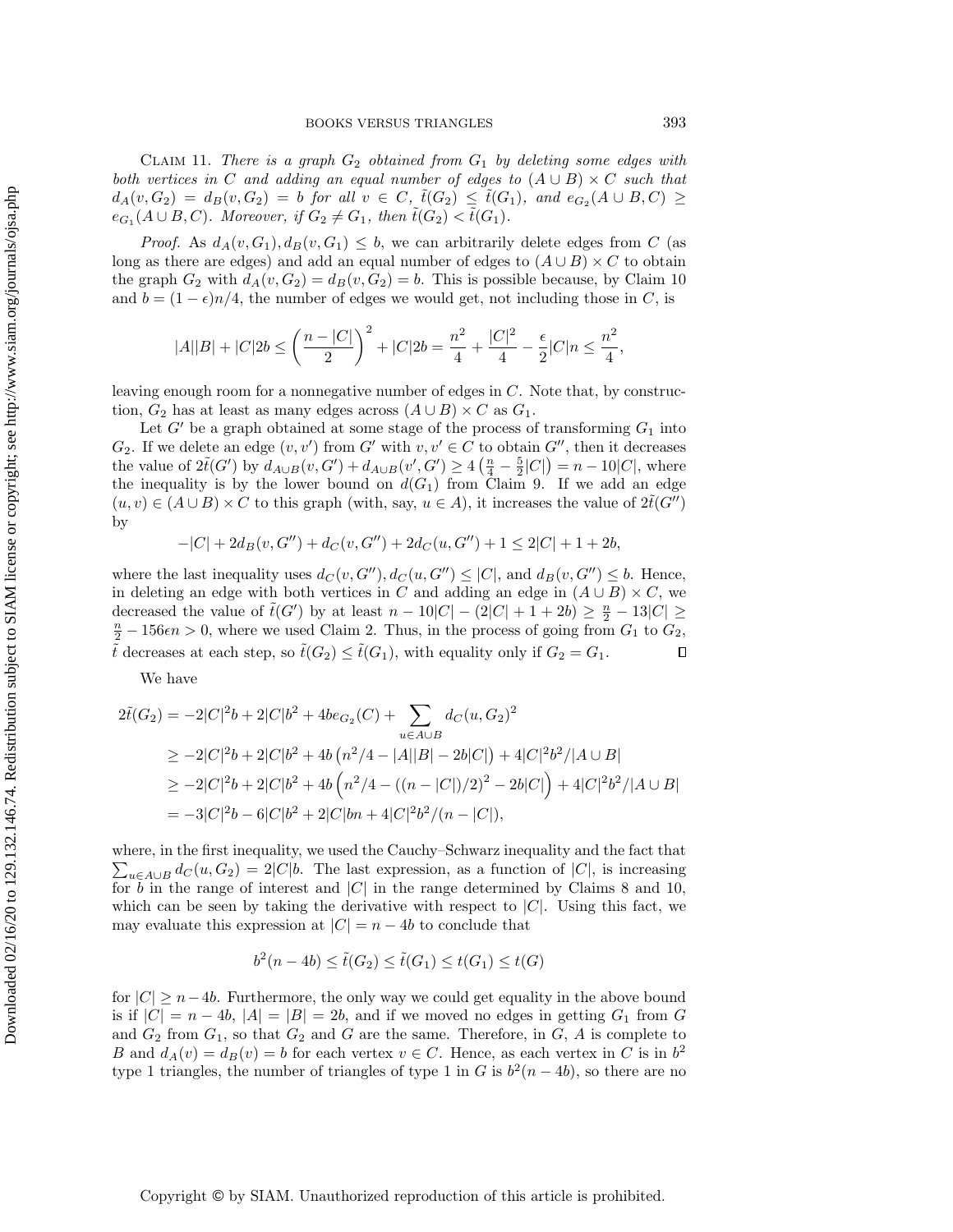CLAIM 11. *There is a graph $G_2$ obtained from $G_1$ by deleting some edges with both vertices in $C$ and adding an equal number of edges to $(A \cup B) \times C$ such that $d_A(v, G_2) = d_B(v, G_2) = b$ for all $v \in C$, $\tilde{t}(G_2) \leq \tilde{t}(G_1)$, and $e_{G_2}(A \cup B, C) \geq e_{G_1}(A \cup B, C)$. Moreover, if $G_2 \neq G_1$, then $\tilde{t}(G_2) < \tilde{t}(G_1)$.*

*Proof.* As $d_A(v, G_1), d_B(v, G_1) \leq b$, we can arbitrarily delete edges from $C$ (as long as there are edges) and add an equal number of edges to $(A \cup B) \times C$ to obtain the graph $G_2$ with $d_A(v, G_2) = d_B(v, G_2) = b$. This is possible because, by Claim 10 and $b = (1 - \epsilon)n/4$, the number of edges we would get, not including those in $C$, is

$$|A||B| + |C|2b \leq \left(\frac{n - |C|}{2}\right)^2 + |C|2b = \frac{n^2}{4} + \frac{|C|^2}{4} - \frac{\epsilon}{2}|C|n \leq \frac{n^2}{4},$$

leaving enough room for a nonnegative number of edges in $C$. Note that, by construction, $G_2$ has at least as many edges across $(A \cup B) \times C$ as $G_1$.

Let $G'$ be a graph obtained at some stage of the process of transforming $G_1$ into $G_2$. If we delete an edge $(v, v')$ from $G'$ with $v, v' \in C$ to obtain $G''$, then it decreases the value of $2\tilde{t}(G')$ by $d_{A \cup B}(v, G') + d_{A \cup B}(v', G') \geq 4\left(\frac{n}{4} - \frac{5}{2}|C|\right) = n - 10|C|$, where the inequality is by the lower bound on $d(G_1)$ from Claim 9. If we add an edge $(u, v) \in (A \cup B) \times C$ to this graph (with, say, $u \in A$), it increases the value of $2\tilde{t}(G'')$ by

$$-|C| + 2d_B(v, G'') + d_C(v, G'') + 2d_C(u, G'') + 1 \leq 2|C| + 1 + 2b,$$

where the last inequality uses $d_C(v, G''), d_C(u, G'') \leq |C|$, and $d_B(v, G'') \leq b$. Hence, in deleting an edge with both vertices in $C$ and adding an edge in $(A \cup B) \times C$, we decreased the value of $\tilde{t}(G')$ by at least $n - 10|C| - (2|C| + 1 + 2b) \geq \frac{n}{2} - 13|C| \geq \frac{n}{2} - 156\epsilon n > 0$, where we used Claim 2. Thus, in the process of going from $G_1$ to $G_2$, $\tilde{t}$ decreases at each step, so $\tilde{t}(G_2) \leq \tilde{t}(G_1)$, with equality only if $G_2 = G_1$. $\square$

We have

$$\begin{aligned}
2\tilde{t}(G_2) &= -2|C|^2 b + 2|C|b^2 + 4be_{G_2}(C) + \sum_{u \in A \cup B} d_C(u, G_2)^2 \\
&\geq -2|C|^2 b + 2|C|b^2 + 4b\left(n^2/4 - |A||B| - 2b|C|\right) + 4|C|^2 b^2/|A \cup B| \\
&\geq -2|C|^2 b + 2|C|b^2 + 4b\left(n^2/4 - ((n - |C|)/2)^2 - 2b|C|\right) + 4|C|^2 b^2/|A \cup B| \\
&= -3|C|^2 b - 6|C|b^2 + 2|C|bn + 4|C|^2 b^2/(n - |C|),
\end{aligned}$$

where, in the first inequality, we used the Cauchy–Schwarz inequality and the fact that $\sum_{u \in A \cup B} d_C(u, G_2) = 2|C|b$. The last expression, as a function of $|C|$, is increasing for $b$ in the range of interest and $|C|$ in the range determined by Claims 8 and 10, which can be seen by taking the derivative with respect to $|C|$. Using this fact, we may evaluate this expression at $|C| = n - 4b$ to conclude that

$$b^2(n - 4b) \leq \tilde{t}(G_2) \leq \tilde{t}(G_1) \leq t(G_1) \leq t(G)$$

for $|C| \geq n - 4b$. Furthermore, the only way we could get equality in the above bound is if $|C| = n - 4b$, $|A| = |B| = 2b$, and if we moved no edges in getting $G_1$ from $G$ and $G_2$ from $G_1$, so that $G_2$ and $G$ are the same. Therefore, in $G$, $A$ is complete to $B$ and $d_A(v) = d_B(v) = b$ for each vertex $v \in C$. Hence, as each vertex in $C$ is in $b^2$ type 1 triangles, the number of triangles of type 1 in $G$ is $b^2(n - 4b)$, so there are no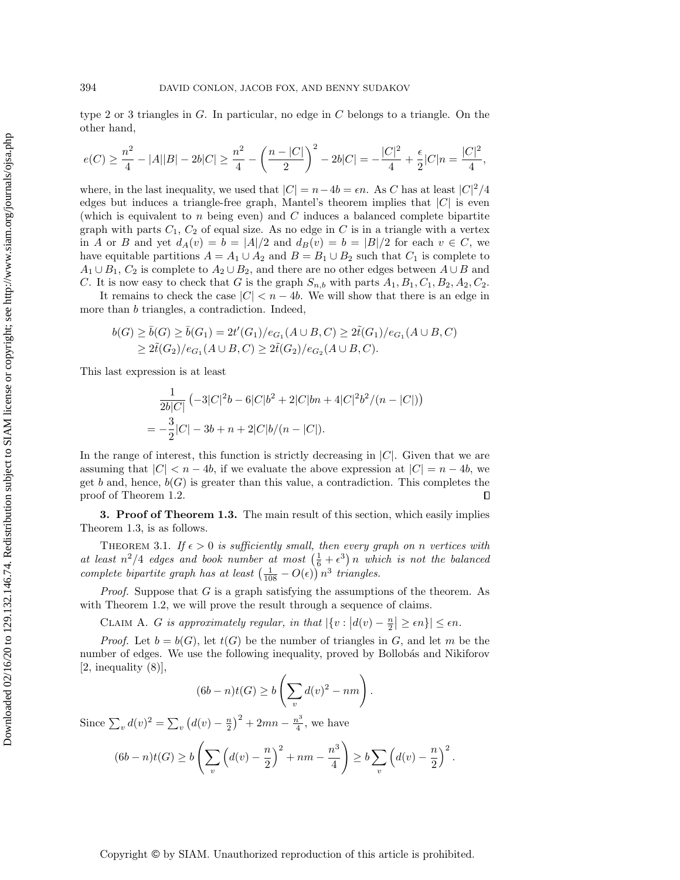type 2 or 3 triangles in $G$. In particular, no edge in $C$ belongs to a triangle. On the other hand,

$$e(C) \geq \frac{n^2}{4} - |A||B| - 2b|C| \geq \frac{n^2}{4} - \left(\frac{n-|C|}{2}\right)^2 - 2b|C| = -\frac{|C|^2}{4} + \frac{\epsilon}{2}|C|n = \frac{|C|^2}{4},$$

where, in the last inequality, we used that $|C| = n - 4b = \epsilon n$. As $C$ has at least $|C|^2/4$ edges but induces a triangle-free graph, Mantel's theorem implies that $|C|$ is even (which is equivalent to $n$ being even) and $C$ induces a balanced complete bipartite graph with parts $C_1$, $C_2$ of equal size. As no edge in $C$ is in a triangle with a vertex in $A$ or $B$ and yet $d_A(v) = b = |A|/2$ and $d_B(v) = b = |B|/2$ for each $v \in C$, we have equitable partitions $A = A_1 \cup A_2$ and $B = B_1 \cup B_2$ such that $C_1$ is complete to $A_1 \cup B_1$, $C_2$ is complete to $A_2 \cup B_2$, and there are no other edges between $A \cup B$ and $C$. It is now easy to check that $G$ is the graph $S_{n,b}$ with parts $A_1, B_1, C_1, B_2, A_2, C_2$.

It remains to check the case $|C| < n - 4b$. We will show that there is an edge in more than $b$ triangles, a contradiction. Indeed,

$$\begin{aligned}
b(G) &\geq \bar{b}(G) \geq \bar{b}(G_1) = 2t'(G_1)/e_{G_1}(A \cup B, C) \geq 2\tilde{t}(G_1)/e_{G_1}(A \cup B, C) \\
&\geq 2\tilde{t}(G_2)/e_{G_1}(A \cup B, C) \geq 2\tilde{t}(G_2)/e_{G_2}(A \cup B, C).
\end{aligned}$$

This last expression is at least

$$\begin{aligned}
&\frac{1}{2b|C|}\left(-3|C|^2 b - 6|C|b^2 + 2|C|bn + 4|C|^2 b^2/(n - |C|)\right) \\
&= -\frac{3}{2}|C| - 3b + n + 2|C|b/(n - |C|).
\end{aligned}$$

In the range of interest, this function is strictly decreasing in $|C|$. Given that we are assuming that $|C| < n - 4b$, if we evaluate the above expression at $|C| = n - 4b$, we get $b$ and, hence, $b(G)$ is greater than this value, a contradiction. This completes the proof of Theorem 1.2. $\square$

## 3. Proof of Theorem 1.3.

The main result of this section, which easily implies Theorem 1.3, is as follows.

THEOREM 3.1. *If $\epsilon > 0$ is sufficiently small, then every graph on $n$ vertices with at least $n^2/4$ edges and book number at most $\left(\frac{1}{6} + \epsilon^3\right)n$ which is not the balanced complete bipartite graph has at least $\left(\frac{1}{108} - O(\epsilon)\right)n^3$ triangles.*

*Proof.* Suppose that $G$ is a graph satisfying the assumptions of the theorem. As with Theorem 1.2, we will prove the result through a sequence of claims.

CLAIM A. *$G$ is approximately regular, in that $|\{v : \left|d(v) - \frac{n}{2}\right| \geq \epsilon n\}| \leq \epsilon n$.*

*Proof.* Let $b = b(G)$, let $t(G)$ be the number of triangles in $G$, and let $m$ be the number of edges. We use the following inequality, proved by Bollobás and Nikiforov [2, inequality (8)],

$$(6b - n)t(G) \geq b\left(\sum_v d(v)^2 - nm\right).$$

Since $\sum_v d(v)^2 = \sum_v \left(d(v) - \frac{n}{2}\right)^2 + 2mn - \frac{n^3}{4}$, we have

$$(6b - n)t(G) \geq b\left(\sum_v \left(d(v) - \frac{n}{2}\right)^2 + nm - \frac{n^3}{4}\right) \geq b\sum_v \left(d(v) - \frac{n}{2}\right)^2.$$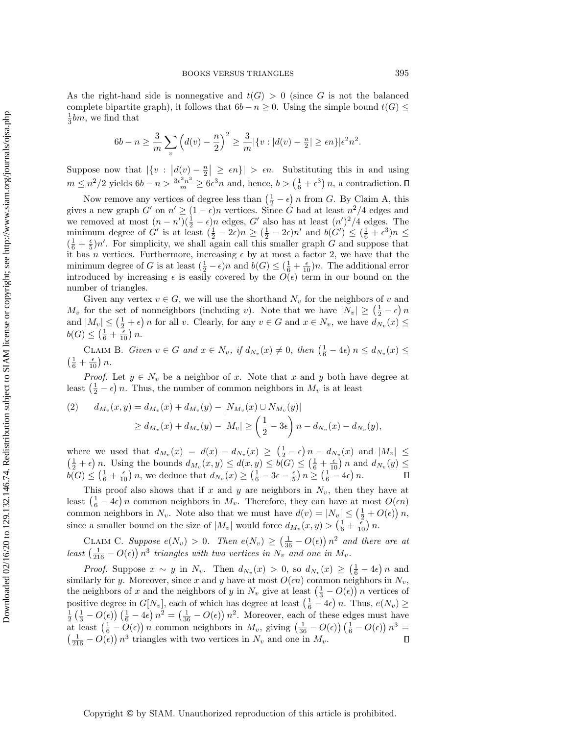As the right-hand side is nonnegative and $t(G) > 0$ (since $G$ is not the balanced complete bipartite graph), it follows that $6b - n \geq 0$. Using the simple bound $t(G) \leq \frac{1}{3}bm$, we find that

$$6b - n \geq \frac{3}{m} \sum_v \left(d(v) - \frac{n}{2}\right)^2 \geq \frac{3}{m} |\{v : |d(v) - \tfrac{n}{2}| \geq \epsilon n\}| \epsilon^2 n^2.$$

Suppose now that $|\{v : \left|d(v) - \frac{n}{2}\right| \geq \epsilon n\}| > \epsilon n$. Substituting this in and using $m \leq n^2/2$ yields $6b - n > \frac{3\epsilon^3 n^3}{m} \geq 6\epsilon^3 n$ and, hence, $b > \left(\frac{1}{6} + \epsilon^3\right) n$, a contradiction. $\square$

Now remove any vertices of degree less than $\left(\frac{1}{2} - \epsilon\right) n$ from $G$. By Claim A, this gives a new graph $G'$ on $n' \geq (1 - \epsilon)n$ vertices. Since $G$ had at least $n^2/4$ edges and we removed at most $(n - n')(\frac{1}{2} - \epsilon)n$ edges, $G'$ also has at least $(n')^2/4$ edges. The minimum degree of $G'$ is at least $(\frac{1}{2} - 2\epsilon)n \geq (\frac{1}{2} - 2\epsilon)n'$ and $b(G') \leq (\frac{1}{6} + \epsilon^3)n \leq (\frac{1}{6} + \frac{\epsilon}{5})n'$. For simplicity, we shall again call this smaller graph $G$ and suppose that it has $n$ vertices. Furthermore, increasing $\epsilon$ by at most a factor 2, we have that the minimum degree of $G$ is at least $(\frac{1}{2} - \epsilon)n$ and $b(G) \leq (\frac{1}{6} + \frac{\epsilon}{10})n$. The additional error introduced by increasing $\epsilon$ is easily covered by the $O(\epsilon)$ term in our bound on the number of triangles.

Given any vertex $v \in G$, we will use the shorthand $N_v$ for the neighbors of $v$ and $M_v$ for the set of nonneighbors (including $v$). Note that we have $|N_v| \geq \left(\frac{1}{2} - \epsilon\right) n$ and $|M_v| \leq \left(\frac{1}{2} + \epsilon\right) n$ for all $v$. Clearly, for any $v \in G$ and $x \in N_v$, we have $d_{N_v}(x) \leq b(G) \leq \left(\frac{1}{6} + \frac{\epsilon}{10}\right) n$.

Claim B. *Given $v \in G$ and $x \in N_v$, if $d_{N_v}(x) \neq 0$, then $\left(\frac{1}{6} - 4\epsilon\right) n \leq d_{N_v}(x) \leq \left(\frac{1}{6} + \frac{\epsilon}{10}\right) n$.*

*Proof.* Let $y \in N_v$ be a neighbor of $x$. Note that $x$ and $y$ both have degree at least $\left(\frac{1}{2} - \epsilon\right) n$. Thus, the number of common neighbors in $M_v$ is at least

$$(2) \qquad \begin{aligned} d_{M_v}(x, y) &= d_{M_v}(x) + d_{M_v}(y) - |N_{M_v}(x) \cup N_{M_v}(y)| \\ &\geq d_{M_v}(x) + d_{M_v}(y) - |M_v| \geq \left(\frac{1}{2} - 3\epsilon\right) n - d_{N_v}(x) - d_{N_v}(y), \end{aligned}$$

where we used that $d_{M_v}(x) = d(x) - d_{N_v}(x) \geq \left(\frac{1}{2} - \epsilon\right) n - d_{N_v}(x)$ and $|M_v| \leq \left(\frac{1}{2} + \epsilon\right) n$. Using the bounds $d_{M_v}(x, y) \leq d(x, y) \leq b(G) \leq \left(\frac{1}{6} + \frac{\epsilon}{10}\right) n$ and $d_{N_v}(y) \leq b(G) \leq \left(\frac{1}{6} + \frac{\epsilon}{10}\right) n$, we deduce that $d_{N_v}(x) \geq \left(\frac{1}{6} - 3\epsilon - \frac{\epsilon}{5}\right) n \geq \left(\frac{1}{6} - 4\epsilon\right) n$. $\square$

This proof also shows that if $x$ and $y$ are neighbors in $N_v$, then they have at least $\left(\frac{1}{6} - 4\epsilon\right) n$ common neighbors in $M_v$. Therefore, they can have at most $O(\epsilon n)$ common neighbors in $N_v$. Note also that we must have $d(v) = |N_v| \leq \left(\frac{1}{2} + O(\epsilon)\right) n$, since a smaller bound on the size of $|M_v|$ would force $d_{M_v}(x, y) > \left(\frac{1}{6} + \frac{\epsilon}{10}\right) n$.

Claim C. *Suppose $e(N_v) > 0$. Then $e(N_v) \geq \left(\frac{1}{36} - O(\epsilon)\right) n^2$ and there are at least $\left(\frac{1}{216} - O(\epsilon)\right) n^3$ triangles with two vertices in $N_v$ and one in $M_v$.*

*Proof.* Suppose $x \sim y$ in $N_v$. Then $d_{N_v}(x) > 0$, so $d_{N_v}(x) \geq \left(\frac{1}{6} - 4\epsilon\right) n$ and similarly for $y$. Moreover, since $x$ and $y$ have at most $O(\epsilon n)$ common neighbors in $N_v$, the neighbors of $x$ and the neighbors of $y$ in $N_v$ give at least $\left(\frac{1}{3} - O(\epsilon)\right) n$ vertices of positive degree in $G[N_v]$, each of which has degree at least $\left(\frac{1}{6} - 4\epsilon\right) n$. Thus, $e(N_v) \geq \frac{1}{2}\left(\frac{1}{3} - O(\epsilon)\right)\left(\frac{1}{6} - 4\epsilon\right) n^2 = \left(\frac{1}{36} - O(\epsilon)\right) n^2$. Moreover, each of these edges must have at least $\left(\frac{1}{6} - O(\epsilon)\right) n$ common neighbors in $M_v$, giving $\left(\frac{1}{36} - O(\epsilon)\right)\left(\frac{1}{6} - O(\epsilon)\right) n^3 = \left(\frac{1}{216} - O(\epsilon)\right) n^3$ triangles with two vertices in $N_v$ and one in $M_v$. $\square$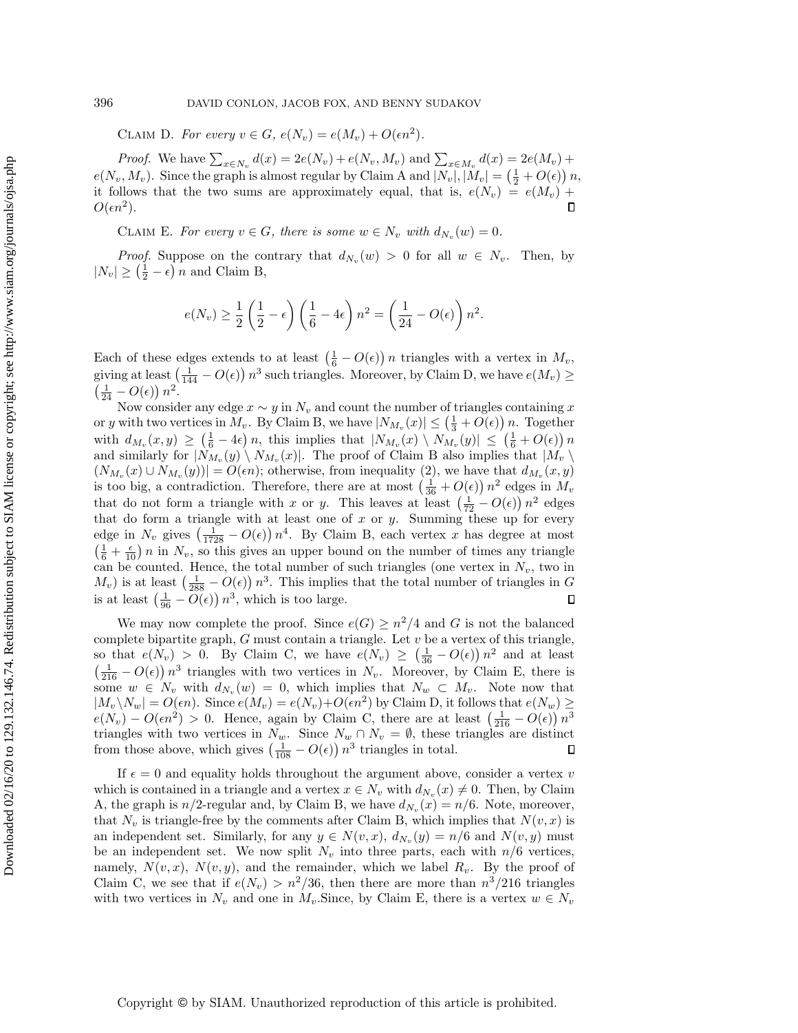Claim D. *For every $v \in G$, $e(N_v) = e(M_v) + O(\epsilon n^2)$.*

*Proof.* We have $\sum_{x \in N_v} d(x) = 2e(N_v) + e(N_v, M_v)$ and $\sum_{x \in M_v} d(x) = 2e(M_v) + e(N_v, M_v)$. Since the graph is almost regular by Claim A and $|N_v|, |M_v| = \left(\frac{1}{2} + O(\epsilon)\right) n$, it follows that the two sums are approximately equal, that is, $e(N_v) = e(M_v) + O(\epsilon n^2)$. ∎

Claim E. *For every $v \in G$, there is some $w \in N_v$ with $d_{N_v}(w) = 0$.*

*Proof.* Suppose on the contrary that $d_{N_v}(w) > 0$ for all $w \in N_v$. Then, by $|N_v| \geq \left(\frac{1}{2} - \epsilon\right) n$ and Claim B,

$$e(N_v) \geq \frac{1}{2}\left(\frac{1}{2} - \epsilon\right)\left(\frac{1}{6} - 4\epsilon\right) n^2 = \left(\frac{1}{24} - O(\epsilon)\right) n^2.$$

Each of these edges extends to at least $\left(\frac{1}{6} - O(\epsilon)\right) n$ triangles with a vertex in $M_v$, giving at least $\left(\frac{1}{144} - O(\epsilon)\right) n^3$ such triangles. Moreover, by Claim D, we have $e(M_v) \geq \left(\frac{1}{24} - O(\epsilon)\right) n^2$.

Now consider any edge $x \sim y$ in $N_v$ and count the number of triangles containing $x$ or $y$ with two vertices in $M_v$. By Claim B, we have $|N_{M_v}(x)| \leq \left(\frac{1}{3} + O(\epsilon)\right) n$. Together with $d_{M_v}(x, y) \geq \left(\frac{1}{6} - 4\epsilon\right) n$, this implies that $|N_{M_v}(x) \setminus N_{M_v}(y)| \leq \left(\frac{1}{6} + O(\epsilon)\right) n$ and similarly for $|N_{M_v}(y) \setminus N_{M_v}(x)|$. The proof of Claim B also implies that $|M_v \setminus (N_{M_v}(x) \cup N_{M_v}(y))| = O(\epsilon n)$; otherwise, from inequality (2), we have that $d_{M_v}(x, y)$ is too big, a contradiction. Therefore, there are at most $\left(\frac{1}{36} + O(\epsilon)\right) n^2$ edges in $M_v$ that do not form a triangle with $x$ or $y$. This leaves at least $\left(\frac{1}{72} - O(\epsilon)\right) n^2$ edges that do form a triangle with at least one of $x$ or $y$. Summing these up for every edge in $N_v$ gives $\left(\frac{1}{1728} - O(\epsilon)\right) n^4$. By Claim B, each vertex $x$ has degree at most $\left(\frac{1}{6} + \frac{\epsilon}{10}\right) n$ in $N_v$, so this gives an upper bound on the number of times any triangle can be counted. Hence, the total number of such triangles (one vertex in $N_v$, two in $M_v$) is at least $\left(\frac{1}{288} - O(\epsilon)\right) n^3$. This implies that the total number of triangles in $G$ is at least $\left(\frac{1}{96} - O(\epsilon)\right) n^3$, which is too large. ∎

We may now complete the proof. Since $e(G) \geq n^2/4$ and $G$ is not the balanced complete bipartite graph, $G$ must contain a triangle. Let $v$ be a vertex of this triangle, so that $e(N_v) > 0$. By Claim C, we have $e(N_v) \geq \left(\frac{1}{36} - O(\epsilon)\right) n^2$ and at least $\left(\frac{1}{216} - O(\epsilon)\right) n^3$ triangles with two vertices in $N_v$. Moreover, by Claim E, there is some $w \in N_v$ with $d_{N_v}(w) = 0$, which implies that $N_w \subset M_v$. Note now that $|M_v \setminus N_w| = O(\epsilon n)$. Since $e(M_v) = e(N_v) + O(\epsilon n^2)$ by Claim D, it follows that $e(N_w) \geq e(N_v) - O(\epsilon n^2) > 0$. Hence, again by Claim C, there are at least $\left(\frac{1}{216} - O(\epsilon)\right) n^3$ triangles with two vertices in $N_w$. Since $N_w \cap N_v = \emptyset$, these triangles are distinct from those above, which gives $\left(\frac{1}{108} - O(\epsilon)\right) n^3$ triangles in total. ∎

If $\epsilon = 0$ and equality holds throughout the argument above, consider a vertex $v$ which is contained in a triangle and a vertex $x \in N_v$ with $d_{N_v}(x) \neq 0$. Then, by Claim A, the graph is $n/2$-regular and, by Claim B, we have $d_{N_v}(x) = n/6$. Note, moreover, that $N_v$ is triangle-free by the comments after Claim B, which implies that $N(v, x)$ is an independent set. Similarly, for any $y \in N(v, x)$, $d_{N_v}(y) = n/6$ and $N(v, y)$ must be an independent set. We now split $N_v$ into three parts, each with $n/6$ vertices, namely, $N(v, x)$, $N(v, y)$, and the remainder, which we label $R_v$. By the proof of Claim C, we see that if $e(N_v) > n^2/36$, then there are more than $n^3/216$ triangles with two vertices in $N_v$ and one in $M_v$.Since, by Claim E, there is a vertex $w \in N_v$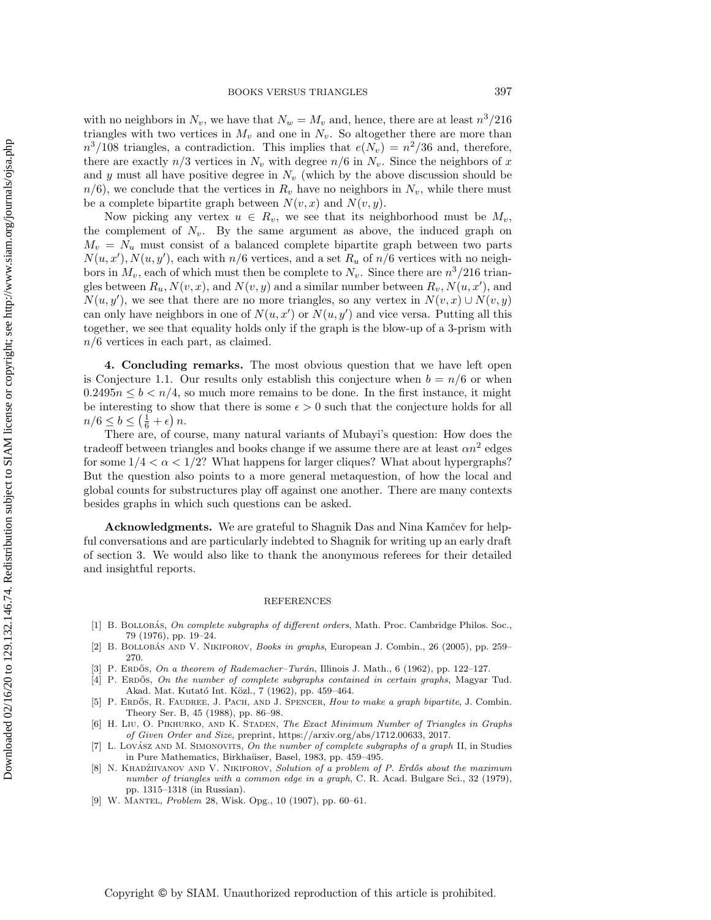with no neighbors in $N_v$, we have that $N_w = M_v$ and, hence, there are at least $n^3/216$ triangles with two vertices in $M_v$ and one in $N_v$. So altogether there are more than $n^3/108$ triangles, a contradiction. This implies that $e(N_v) = n^2/36$ and, therefore, there are exactly $n/3$ vertices in $N_v$ with degree $n/6$ in $N_v$. Since the neighbors of $x$ and $y$ must all have positive degree in $N_v$ (which by the above discussion should be $n/6$), we conclude that the vertices in $R_v$ have no neighbors in $N_v$, while there must be a complete bipartite graph between $N(v, x)$ and $N(v, y)$.

Now picking any vertex $u \in R_v$, we see that its neighborhood must be $M_v$, the complement of $N_v$. By the same argument as above, the induced graph on $M_v = N_u$ must consist of a balanced complete bipartite graph between two parts $N(u, x'), N(u, y')$, each with $n/6$ vertices, and a set $R_u$ of $n/6$ vertices with no neighbors in $M_v$, each of which must then be complete to $N_v$. Since there are $n^3/216$ triangles between $R_u, N(v, x)$, and $N(v, y)$ and a similar number between $R_v, N(u, x')$, and $N(u, y')$, we see that there are no more triangles, so any vertex in $N(v, x) \cup N(v, y)$ can only have neighbors in one of $N(u, x')$ or $N(u, y')$ and vice versa. Putting all this together, we see that equality holds only if the graph is the blow-up of a 3-prism with $n/6$ vertices in each part, as claimed.

**4. Concluding remarks.** The most obvious question that we have left open is Conjecture 1.1. Our results only establish this conjecture when $b = n/6$ or when $0.2495n \leq b < n/4$, so much more remains to be done. In the first instance, it might be interesting to show that there is some $\epsilon > 0$ such that the conjecture holds for all $n/6 \leq b \leq \left(\frac{1}{6} + \epsilon\right) n$.

There are, of course, many natural variants of Mubayi's question: How does the tradeoff between triangles and books change if we assume there are at least $\alpha n^2$ edges for some $1/4 < \alpha < 1/2$? What happens for larger cliques? What about hypergraphs? But the question also points to a more general metaquestion, of how the local and global counts for substructures play off against one another. There are many contexts besides graphs in which such questions can be asked.

**Acknowledgments.** We are grateful to Shagnik Das and Nina Kamčev for helpful conversations and are particularly indebted to Shagnik for writing up an early draft of section 3. We would also like to thank the anonymous referees for their detailed and insightful reports.

## REFERENCES

[1] B. Bollobás, *On complete subgraphs of different orders*, Math. Proc. Cambridge Philos. Soc., 79 (1976), pp. 19–24.

[2] B. Bollobás and V. Nikiforov, *Books in graphs*, European J. Combin., 26 (2005), pp. 259–270.

[3] P. Erdős, *On a theorem of Rademacher–Turán*, Illinois J. Math., 6 (1962), pp. 122–127.

[4] P. Erdős, *On the number of complete subgraphs contained in certain graphs*, Magyar Tud. Akad. Mat. Kutató Int. Közl., 7 (1962), pp. 459–464.

[5] P. Erdős, R. Faudree, J. Pach, and J. Spencer, *How to make a graph bipartite*, J. Combin. Theory Ser. B, 45 (1988), pp. 86–98.

[6] H. Liu, O. Pikhurko, and K. Staden, *The Exact Minimum Number of Triangles in Graphs of Given Order and Size*, preprint, https://arxiv.org/abs/1712.00633, 2017.

[7] L. Lovász and M. Simonovits, *On the number of complete subgraphs of a graph* II, in Studies in Pure Mathematics, Birkhaüser, Basel, 1983, pp. 459–495.

[8] N. Khadžiivanov and V. Nikiforov, *Solution of a problem of P. Erdős about the maximum number of triangles with a common edge in a graph*, C. R. Acad. Bulgare Sci., 32 (1979), pp. 1315–1318 (in Russian).

[9] W. Mantel, *Problem* 28, Wisk. Opg., 10 (1907), pp. 60–61.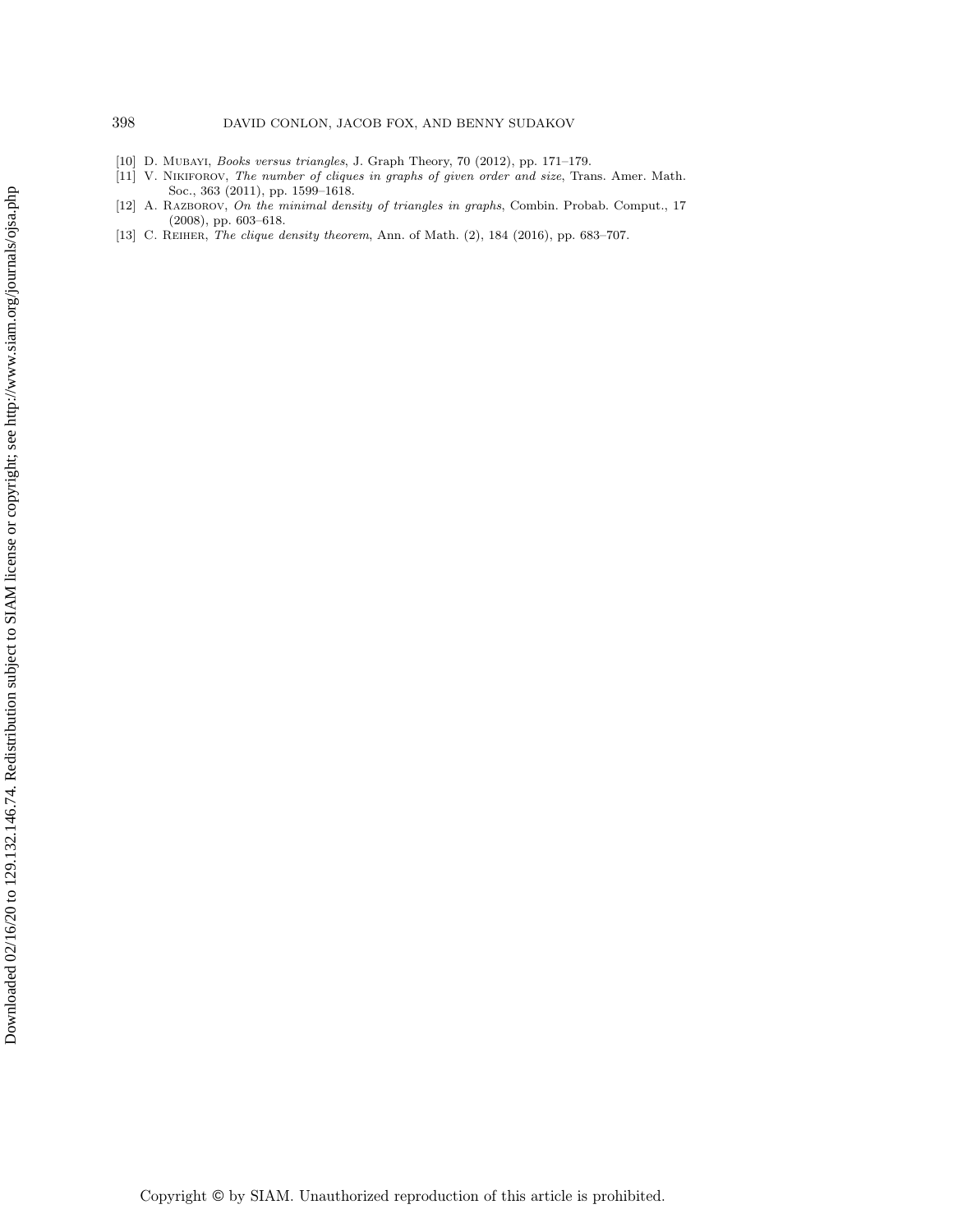[10] D. Mubayi, *Books versus triangles*, J. Graph Theory, 70 (2012), pp. 171–179.

[11] V. Nikiforov, *The number of cliques in graphs of given order and size*, Trans. Amer. Math. Soc., 363 (2011), pp. 1599–1618.

[12] A. Razborov, *On the minimal density of triangles in graphs*, Combin. Probab. Comput., 17 (2008), pp. 603–618.

[13] C. Reiher, *The clique density theorem*, Ann. of Math. (2), 184 (2016), pp. 683–707.